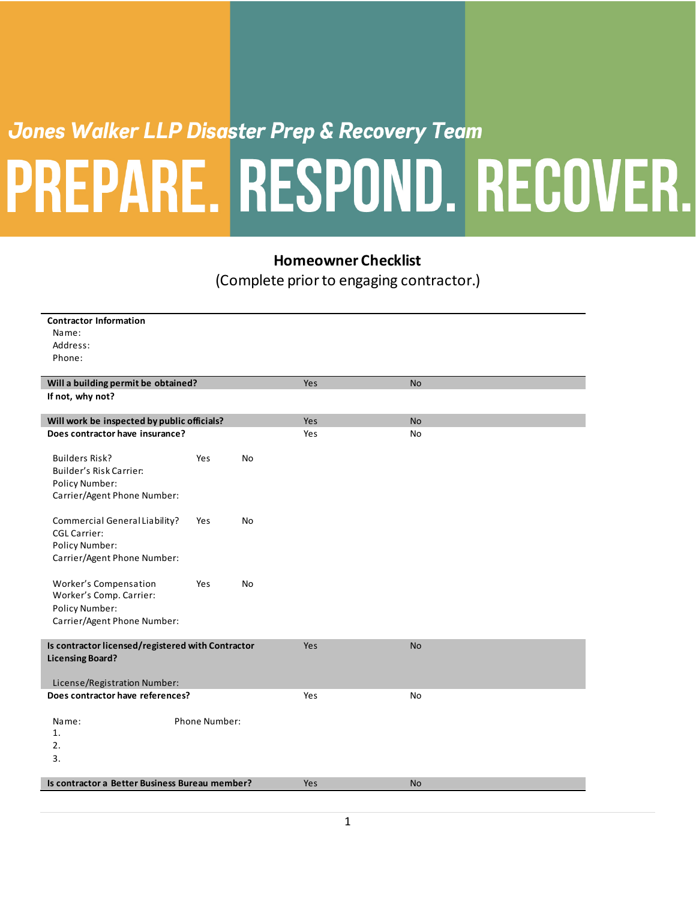# Jones Walker LLP Disaster Prep & Recovery Team

# PREPARE. RESPOND. RECOVER.

## Homeowner Checklist

(Complete prior to engaging contractor.)

**Contractor Information**

Name:
Address:
Phone:

| | | |
|---|---|---|
| **Will a building permit be obtained?** | Yes | No |
| **If not, why not?** | | |
| **Will work be inspected by public officials?** | Yes | No |
| **Does contractor have insurance?** | Yes | No |

Builders Risk? Yes No
Builder's Risk Carrier:
Policy Number:
Carrier/Agent Phone Number:

Commercial General Liability? Yes No
CGL Carrier:
Policy Number:
Carrier/Agent Phone Number:

Worker's Compensation Yes No
Worker's Comp. Carrier:
Policy Number:
Carrier/Agent Phone Number:

| | | |
|---|---|---|
| **Is contractor licensed/registered with Contractor Licensing Board?** | Yes | No |

License/Registration Number:

| | | |
|---|---|---|
| **Does contractor have references?** | Yes | No |

| Name: | Phone Number: |
|---|---|
| 1. | |
| 2. | |
| 3. | |

| | | |
|---|---|---|
| **Is contractor a Better Business Bureau member?** | Yes | No |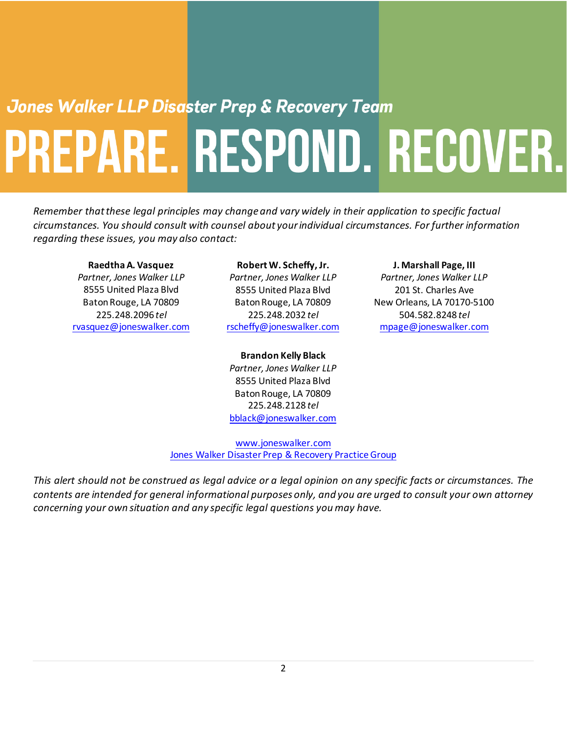## Jones Walker LLP Disaster Prep & Recovery Team

# PREPARE. RESPOND. RECOVER.

*Remember that these legal principles may change and vary widely in their application to specific factual circumstances. You should consult with counsel about your individual circumstances. For further information regarding these issues, you may also contact:*

**Raedtha A. Vasquez**
*Partner, Jones Walker LLP*
8555 United Plaza Blvd
Baton Rouge, LA 70809
225.248.2096 *tel*
rvasquez@joneswalker.com

**Robert W. Scheffy, Jr.**
*Partner, Jones Walker LLP*
8555 United Plaza Blvd
Baton Rouge, LA 70809
225.248.2032 *tel*
rscheffy@joneswalker.com

**J. Marshall Page, III**
*Partner, Jones Walker LLP*
201 St. Charles Ave
New Orleans, LA 70170-5100
504.582.8248 *tel*
mpage@joneswalker.com

**Brandon Kelly Black**
*Partner, Jones Walker LLP*
8555 United Plaza Blvd
Baton Rouge, LA 70809
225.248.2128 *tel*
bblack@joneswalker.com

www.joneswalker.com
Jones Walker Disaster Prep & Recovery Practice Group

*This alert should not be construed as legal advice or a legal opinion on any specific facts or circumstances. The contents are intended for general informational purposes only, and you are urged to consult your own attorney concerning your own situation and any specific legal questions you may have.*